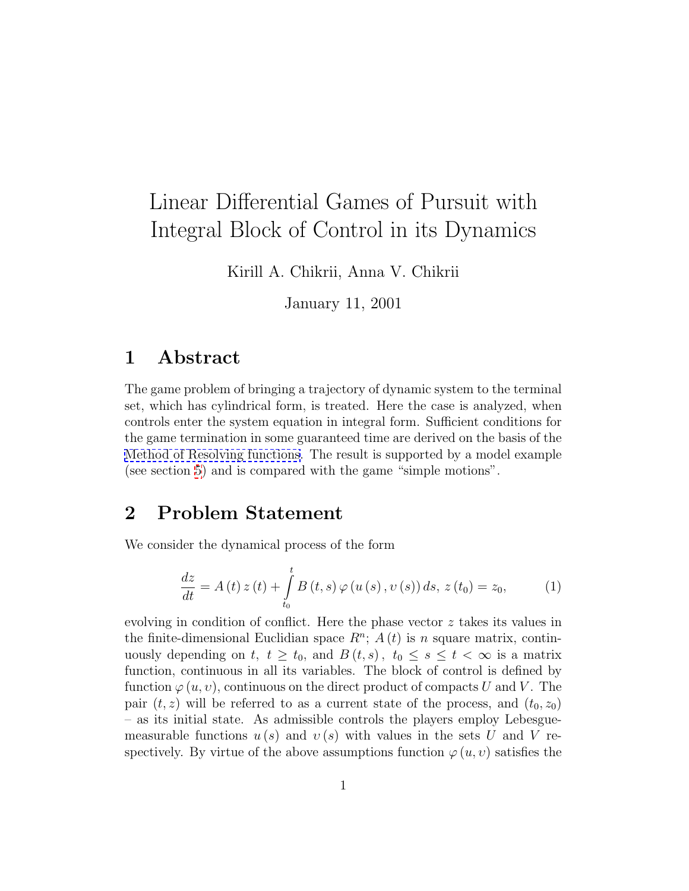# Linear Differential Games of Pursuit with Integral Block of Control in its Dynamics

Kirill A. Chikrii, Anna V. Chikrii

January 11, 2001

## 1 Abstract

The game problem of bringing a trajectory of dynamic system to the terminal set, which has cylindrical form, is treated. Here the case is analyzed, when controls enter the system equation in integral form. Sufficient conditions for the game termination in some guaranteed time are derived on the basis of the Method of Resolving functions. The result is supported by a model example (see section 5) and is compared with the game "simple motions".

## 2 Problem Statement

We consider the dynamical process of the form

$$\frac{dz}{dt} = A(t)\,z(t) + \int\limits_{t_0}^{t} B(t,s)\,\varphi(u(s), \upsilon(s))\,ds,\ z(t_0) = z_0, \tag{1}$$

evolving in condition of conflict. Here the phase vector $z$ takes its values in the finite-dimensional Euclidian space $R^n$; $A(t)$ is $n$ square matrix, continuously depending on $t$, $t \geq t_0$, and $B(t,s)$, $t_0 \leq s \leq t < \infty$ is a matrix function, continuous in all its variables. The block of control is defined by function $\varphi(u, \upsilon)$, continuous on the direct product of compacts $U$ and $V$. The pair $(t, z)$ will be referred to as a current state of the process, and $(t_0, z_0)$ – as its initial state. As admissible controls the players employ Lebesgue-measurable functions $u(s)$ and $\upsilon(s)$ with values in the sets $U$ and $V$ respectively. By virtue of the above assumptions function $\varphi(u, \upsilon)$ satisfies the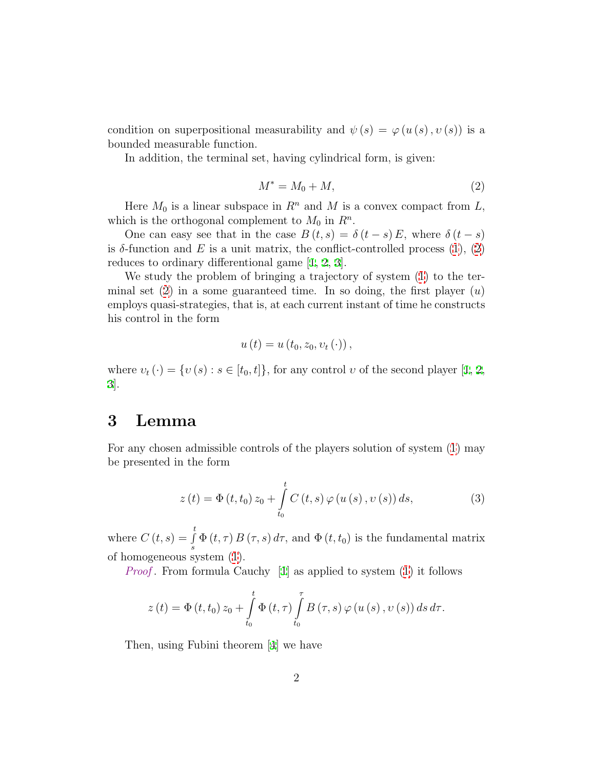condition on superpositional measurability and $\psi(s) = \varphi(u(s), \upsilon(s))$ is a bounded measurable function.

In addition, the terminal set, having cylindrical form, is given:

$$M^* = M_0 + M, \tag{2}$$

Here $M_0$ is a linear subspace in $R^n$ and $M$ is a convex compact from $L$, which is the orthogonal complement to $M_0$ in $R^n$.

One can easy see that in the case $B(t,s) = \delta(t-s)E$, where $\delta(t-s)$ is $\delta$-function and $E$ is a unit matrix, the conflict-controlled process (1), (2) reduces to ordinary differential game [1, 2, 3].

We study the problem of bringing a trajectory of system (1) to the terminal set (2) in a some guaranteed time. In so doing, the first player ($u$) employs quasi-strategies, that is, at each current instant of time he constructs his control in the form

$$u(t) = u(t_0, z_0, \upsilon_t(\cdot)),$$

where $\upsilon_t(\cdot) = \{\upsilon(s) : s \in [t_0, t]\}$, for any control $\upsilon$ of the second player [1, 2, 3].

## 3 Lemma

For any chosen admissible controls of the players solution of system (1) may be presented in the form

$$z(t) = \Phi(t, t_0) z_0 + \int_{t_0}^{t} C(t,s)\, \varphi(u(s), \upsilon(s))\, ds, \tag{3}$$

where $C(t,s) = \int_{s}^{t} \Phi(t,\tau) B(\tau, s)\, d\tau$, and $\Phi(t, t_0)$ is the fundamental matrix of homogeneous system (1).

*Proof*. From formula Cauchy [1] as applied to system (1) it follows

$$z(t) = \Phi(t, t_0) z_0 + \int_{t_0}^{t} \Phi(t,\tau) \int_{t_0}^{\tau} B(\tau, s)\, \varphi(u(s), \upsilon(s))\, ds\, d\tau.$$

Then, using Fubini theorem [4] we have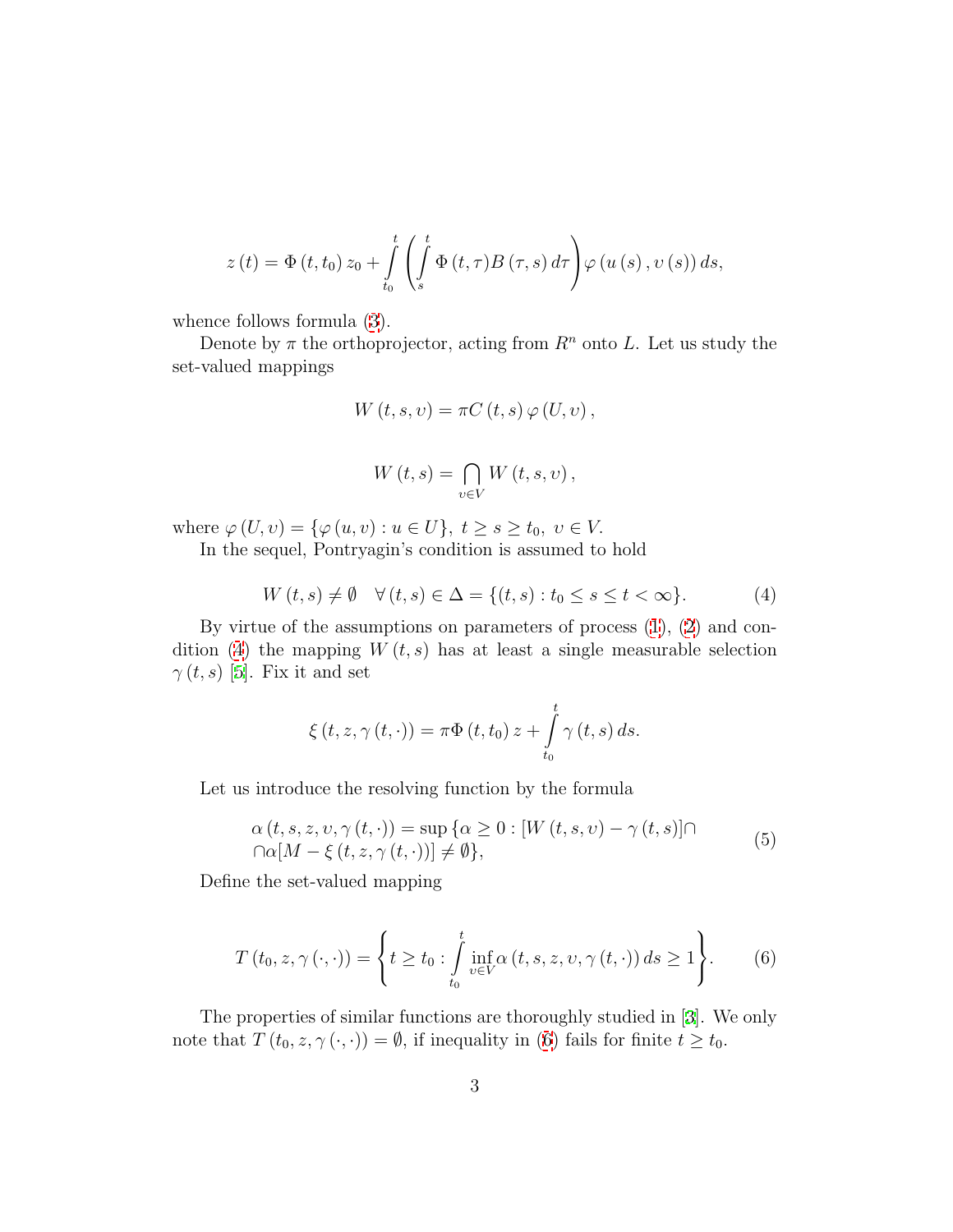$$z(t) = \Phi(t, t_0) z_0 + \int_{t_0}^{t} \left( \int_{s}^{t} \Phi(t, \tau) B(\tau, s) d\tau \right) \varphi(u(s), \upsilon(s)) ds,$$

whence follows formula (3).

Denote by $\pi$ the orthoprojector, acting from $R^n$ onto $L$. Let us study the set-valued mappings

$$W(t, s, \upsilon) = \pi C(t, s) \varphi(U, \upsilon),$$

$$W(t, s) = \bigcap_{\upsilon \in V} W(t, s, \upsilon),$$

where $\varphi(U, \upsilon) = \{\varphi(u, \upsilon) : u \in U\}$, $t \geq s \geq t_0$, $\upsilon \in V$.

In the sequel, Pontryagin's condition is assumed to hold

$$W(t, s) \neq \emptyset \quad \forall (t, s) \in \Delta = \{(t, s) : t_0 \leq s \leq t < \infty\}. \tag{4}$$

By virtue of the assumptions on parameters of process (1), (2) and condition (4) the mapping $W(t, s)$ has at least a single measurable selection $\gamma(t, s)$ [5]. Fix it and set

$$\xi(t, z, \gamma(t, \cdot)) = \pi \Phi(t, t_0) z + \int_{t_0}^{t} \gamma(t, s) ds.$$

Let us introduce the resolving function by the formula

$$\begin{aligned} \alpha(t, s, z, \upsilon, \gamma(t, \cdot)) = \sup \{\alpha \geq 0 : [W(t, s, \upsilon) - \gamma(t, s)] \cap \\ \cap \alpha [M - \xi(t, z, \gamma(t, \cdot))] \neq \emptyset\}, \end{aligned} \tag{5}$$

Define the set-valued mapping

$$T(t_0, z, \gamma(\cdot, \cdot)) = \left\{ t \geq t_0 : \int_{t_0}^{t} \inf_{\upsilon \in V} \alpha(t, s, z, \upsilon, \gamma(t, \cdot)) ds \geq 1 \right\}. \tag{6}$$

The properties of similar functions are thoroughly studied in [3]. We only note that $T(t_0, z, \gamma(\cdot, \cdot)) = \emptyset$, if inequality in (6) fails for finite $t \geq t_0$.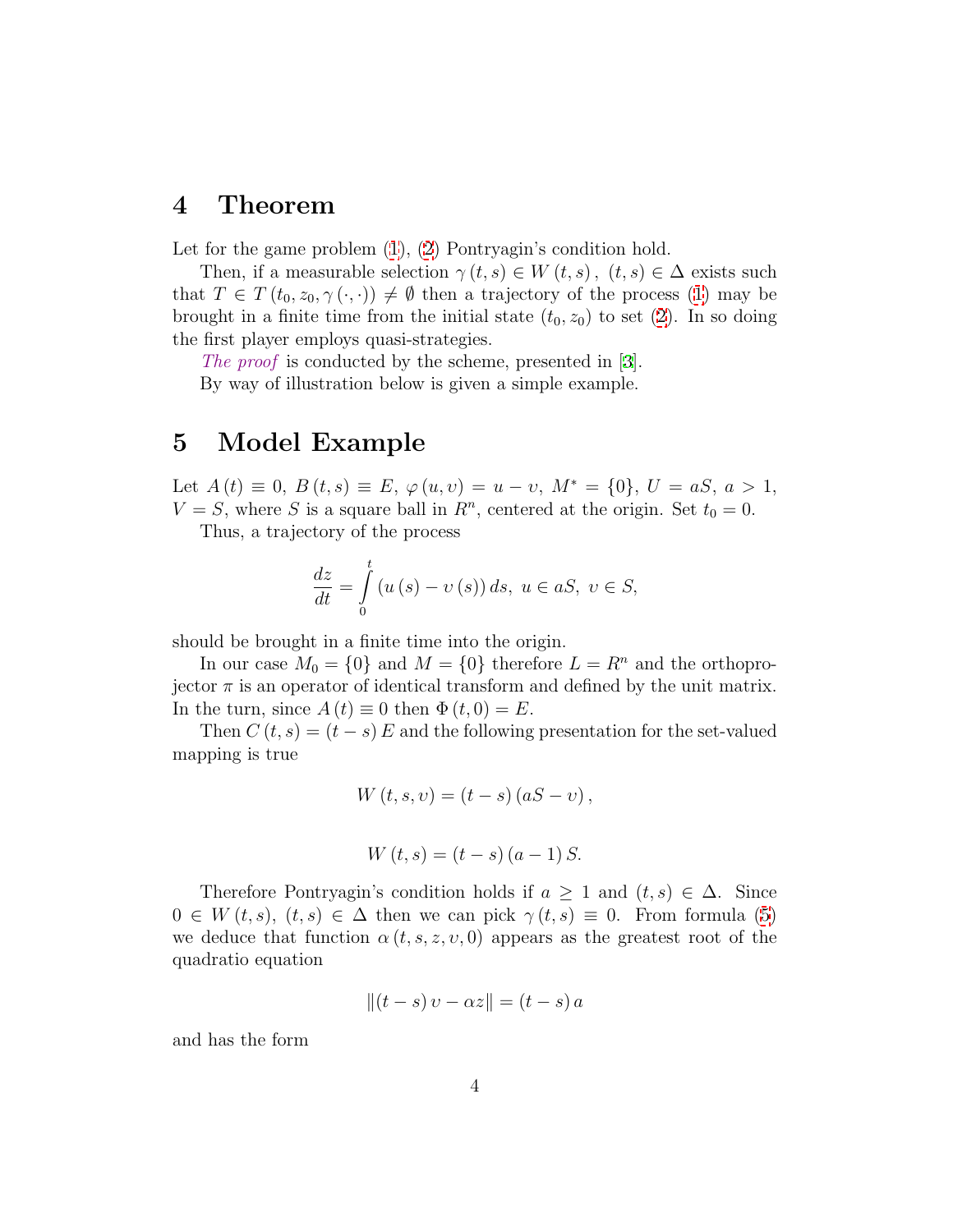## 4 Theorem

Let for the game problem (1), (2) Pontryagin's condition hold.

Then, if a measurable selection $\gamma(t,s) \in W(t,s)$, $(t,s) \in \Delta$ exists such that $T \in T(t_0, z_0, \gamma(\cdot,\cdot)) \neq \emptyset$ then a trajectory of the process (1) may be brought in a finite time from the initial state $(t_0, z_0)$ to set (2). In so doing the first player employs quasi-strategies.

*The proof* is conducted by the scheme, presented in [3].

By way of illustration below is given a simple example.

## 5 Model Example

Let $A(t) \equiv 0$, $B(t,s) \equiv E$, $\varphi(u,\upsilon) = u - \upsilon$, $M^* = \{0\}$, $U = aS$, $a > 1$, $V = S$, where $S$ is a square ball in $R^n$, centered at the origin. Set $t_0 = 0$.

Thus, a trajectory of the process

$$\frac{dz}{dt} = \int_0^t (u(s) - \upsilon(s))\, ds, \; u \in aS, \; \upsilon \in S,$$

should be brought in a finite time into the origin.

In our case $M_0 = \{0\}$ and $M = \{0\}$ therefore $L = R^n$ and the orthoprojector $\pi$ is an operator of identical transform and defined by the unit matrix. In the turn, since $A(t) \equiv 0$ then $\Phi(t,0) = E$.

Then $C(t,s) = (t-s)E$ and the following presentation for the set-valued mapping is true

$$W(t,s,\upsilon) = (t-s)(aS - \upsilon),$$

$$W(t,s) = (t-s)(a-1)S.$$

Therefore Pontryagin's condition holds if $a \geq 1$ and $(t,s) \in \Delta$. Since $0 \in W(t,s)$, $(t,s) \in \Delta$ then we can pick $\gamma(t,s) \equiv 0$. From formula (5) we deduce that function $\alpha(t,s,z,\upsilon,0)$ appears as the greatest root of the quadratio equation

$$\|(t-s)\upsilon - \alpha z\| = (t-s)a$$

and has the form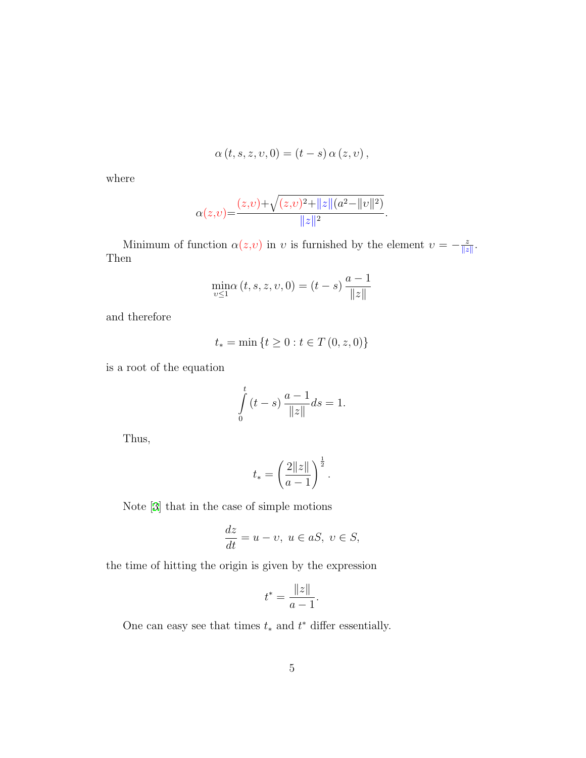$$\alpha\left(t,s,z,\upsilon,0\right)=\left(t-s\right)\alpha\left(z,\upsilon\right),$$

where

$$\alpha(z,\upsilon)=\frac{(z,\upsilon)+\sqrt{(z,\upsilon)^2+\|z\|(a^2-\|\upsilon\|^2)}}{\|z\|^2}.$$

Minimum of function $\alpha(z,\upsilon)$ in $\upsilon$ is furnished by the element $\upsilon=-\frac{z}{\|z\|}$. Then

$$\min_{\upsilon\leq 1}\alpha\left(t,s,z,\upsilon,0\right)=\left(t-s\right)\frac{a-1}{\|z\|}$$

and therefore

$$t_*=\min\left\{t\geq 0: t\in T\left(0,z,0\right)\right\}$$

is a root of the equation

$$\int_0^t\left(t-s\right)\frac{a-1}{\|z\|}ds=1.$$

Thus,

$$t_*=\left(\frac{2\|z\|}{a-1}\right)^{\frac{1}{2}}.$$

Note [3] that in the case of simple motions

$$\frac{dz}{dt}=u-\upsilon,\ u\in aS,\ \upsilon\in S,$$

the time of hitting the origin is given by the expression

$$t^*=\frac{\|z\|}{a-1}.$$

One can easy see that times $t_*$ and $t^*$ differ essentially.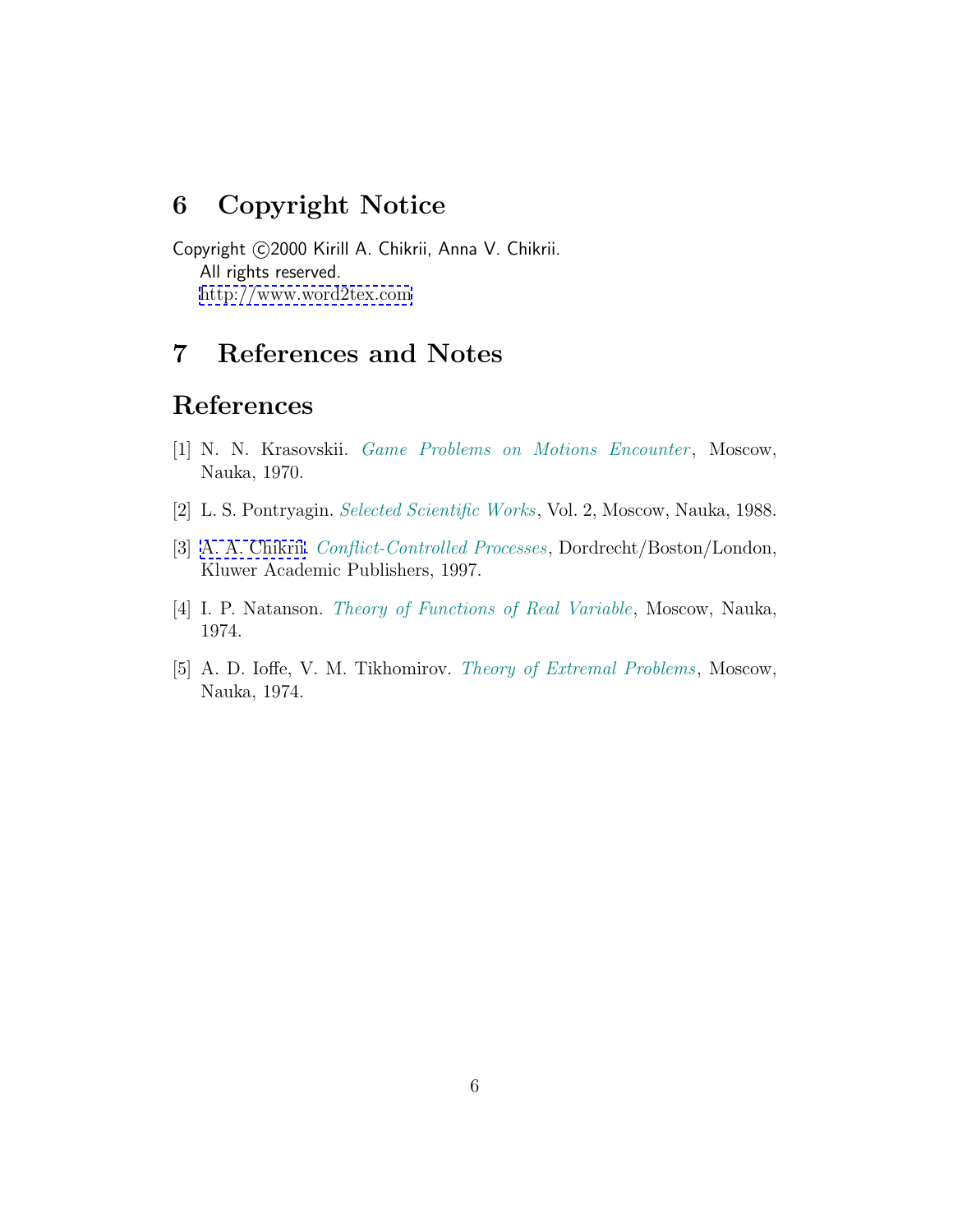## 6 Copyright Notice

Copyright ©2000 Kirill A. Chikrii, Anna V. Chikrii.

All rights reserved.

http://www.word2tex.com

## 7 References and Notes

## References

[1] N. N. Krasovskii. *Game Problems on Motions Encounter*, Moscow, Nauka, 1970.

[2] L. S. Pontryagin. *Selected Scientific Works*, Vol. 2, Moscow, Nauka, 1988.

[3] A. A. Chikrii. *Conflict-Controlled Processes*, Dordrecht/Boston/London, Kluwer Academic Publishers, 1997.

[4] I. P. Natanson. *Theory of Functions of Real Variable*, Moscow, Nauka, 1974.

[5] A. D. Ioffe, V. M. Tikhomirov. *Theory of Extremal Problems*, Moscow, Nauka, 1974.